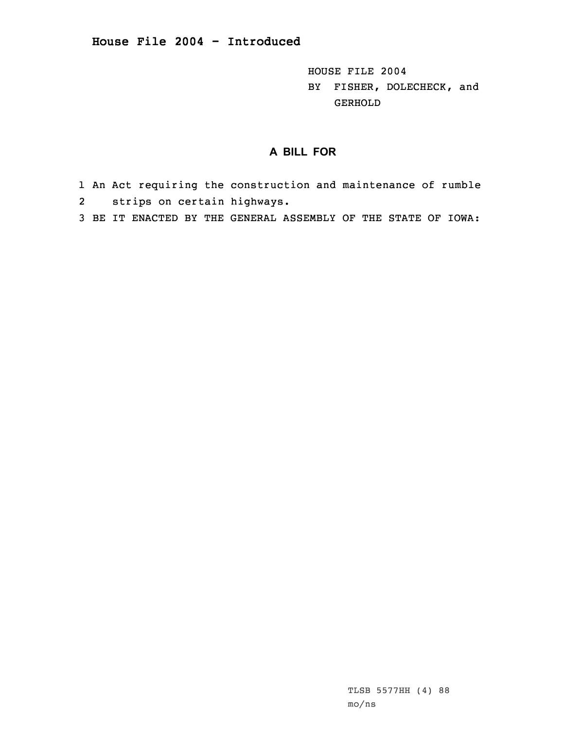# House File 2004 - Introduced

HOUSE FILE 2004
BY FISHER, DOLECHECK, and GERHOLD

## A BILL FOR

1 An Act requiring the construction and maintenance of rumble
2 strips on certain highways.
3 BE IT ENACTED BY THE GENERAL ASSEMBLY OF THE STATE OF IOWA:

TLSB 5577HH (4) 88
mo/ns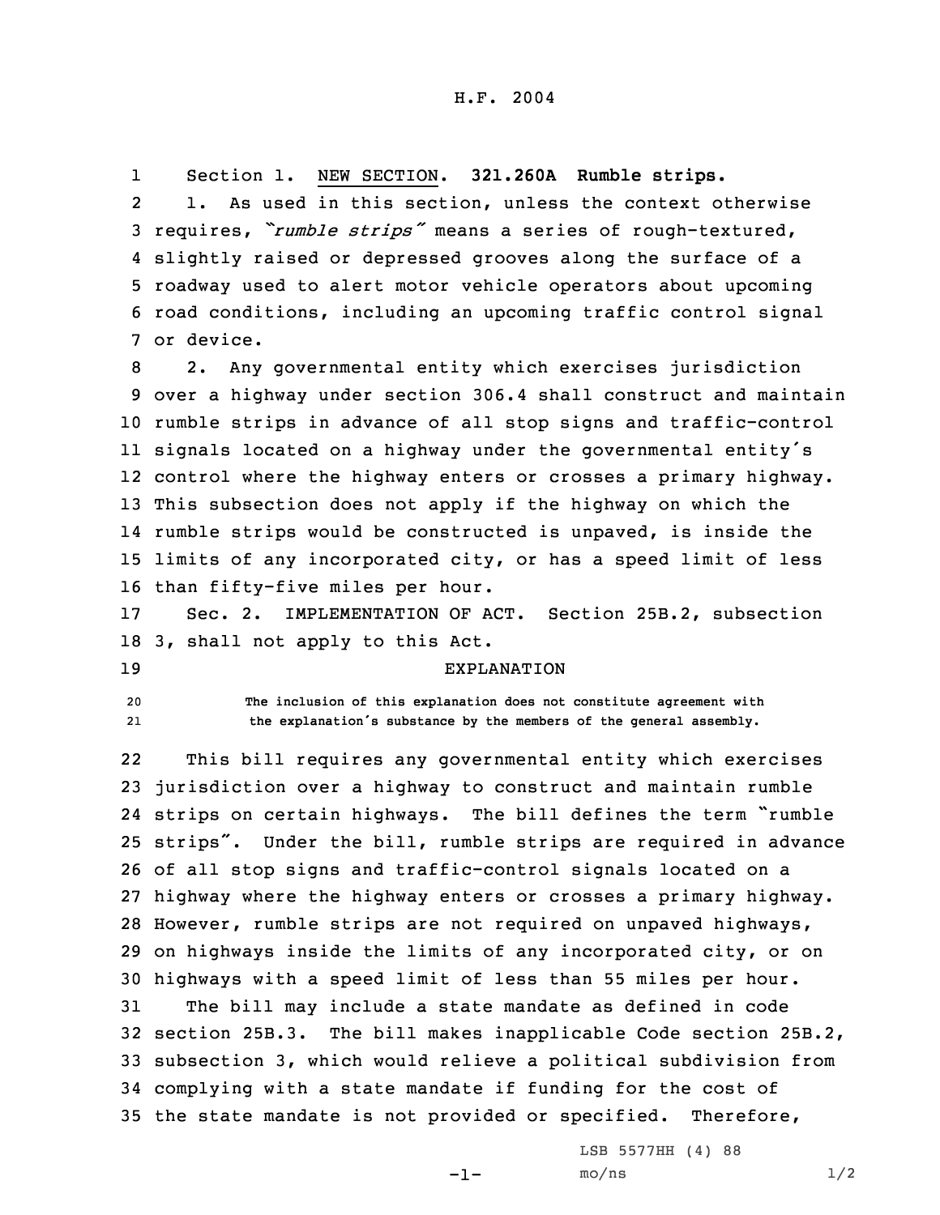H.F. 2004

Section 1. NEW SECTION. **321.260A Rumble strips.**

1. As used in this section, unless the context otherwise requires, *"rumble strips"* means a series of rough-textured, slightly raised or depressed grooves along the surface of a roadway used to alert motor vehicle operators about upcoming road conditions, including an upcoming traffic control signal or device.

2. Any governmental entity which exercises jurisdiction over a highway under section 306.4 shall construct and maintain rumble strips in advance of all stop signs and traffic-control signals located on a highway under the governmental entity's control where the highway enters or crosses a primary highway. This subsection does not apply if the highway on which the rumble strips would be constructed is unpaved, is inside the limits of any incorporated city, or has a speed limit of less than fifty-five miles per hour.

Sec. 2. IMPLEMENTATION OF ACT. Section 25B.2, subsection 3, shall not apply to this Act.

EXPLANATION

The inclusion of this explanation does not constitute agreement with the explanation's substance by the members of the general assembly.

This bill requires any governmental entity which exercises jurisdiction over a highway to construct and maintain rumble strips on certain highways. The bill defines the term "rumble strips". Under the bill, rumble strips are required in advance of all stop signs and traffic-control signals located on a highway where the highway enters or crosses a primary highway. However, rumble strips are not required on unpaved highways, on highways inside the limits of any incorporated city, or on highways with a speed limit of less than 55 miles per hour.

The bill may include a state mandate as defined in code section 25B.3. The bill makes inapplicable Code section 25B.2, subsection 3, which would relieve a political subdivision from complying with a state mandate if funding for the cost of the state mandate is not provided or specified. Therefore,

LSB 5577HH (4) 88
mo/ns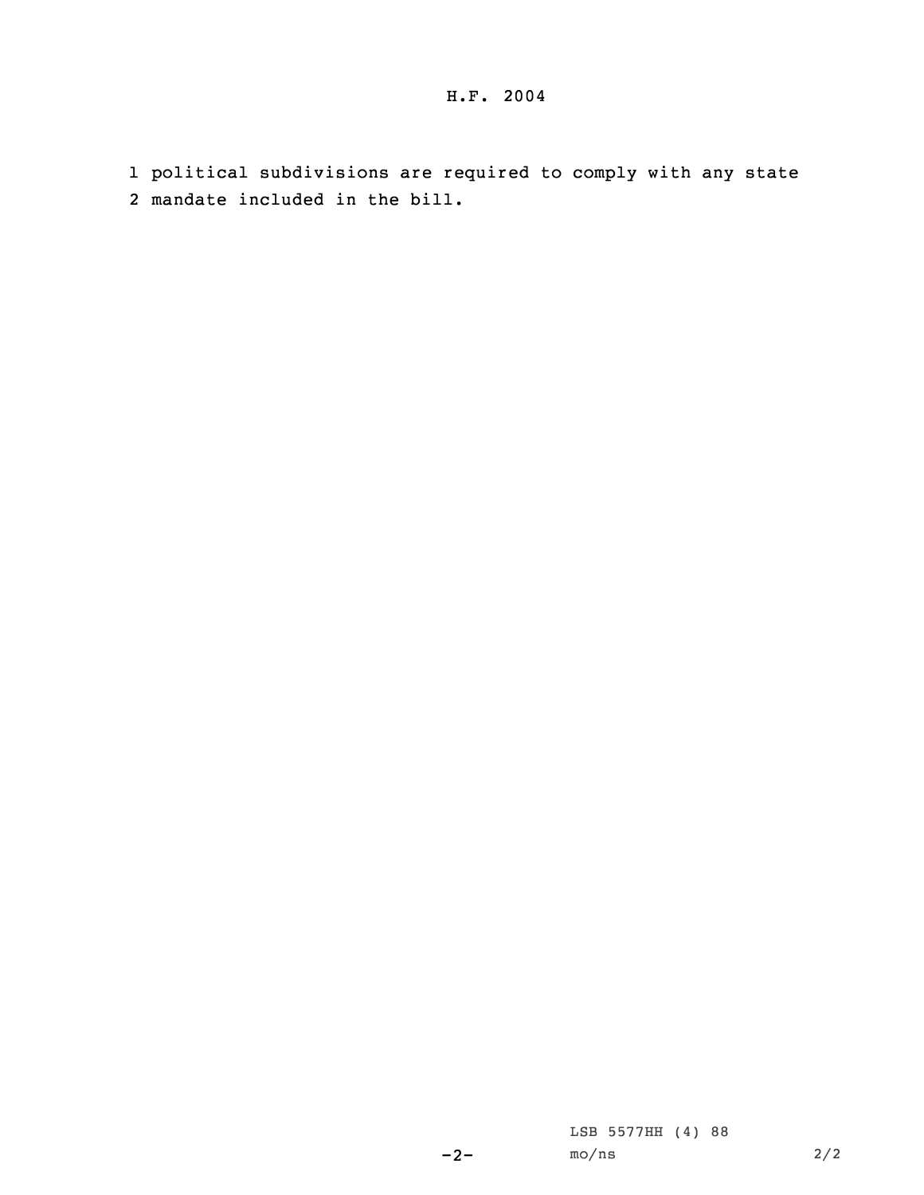political subdivisions are required to comply with any state mandate included in the bill.